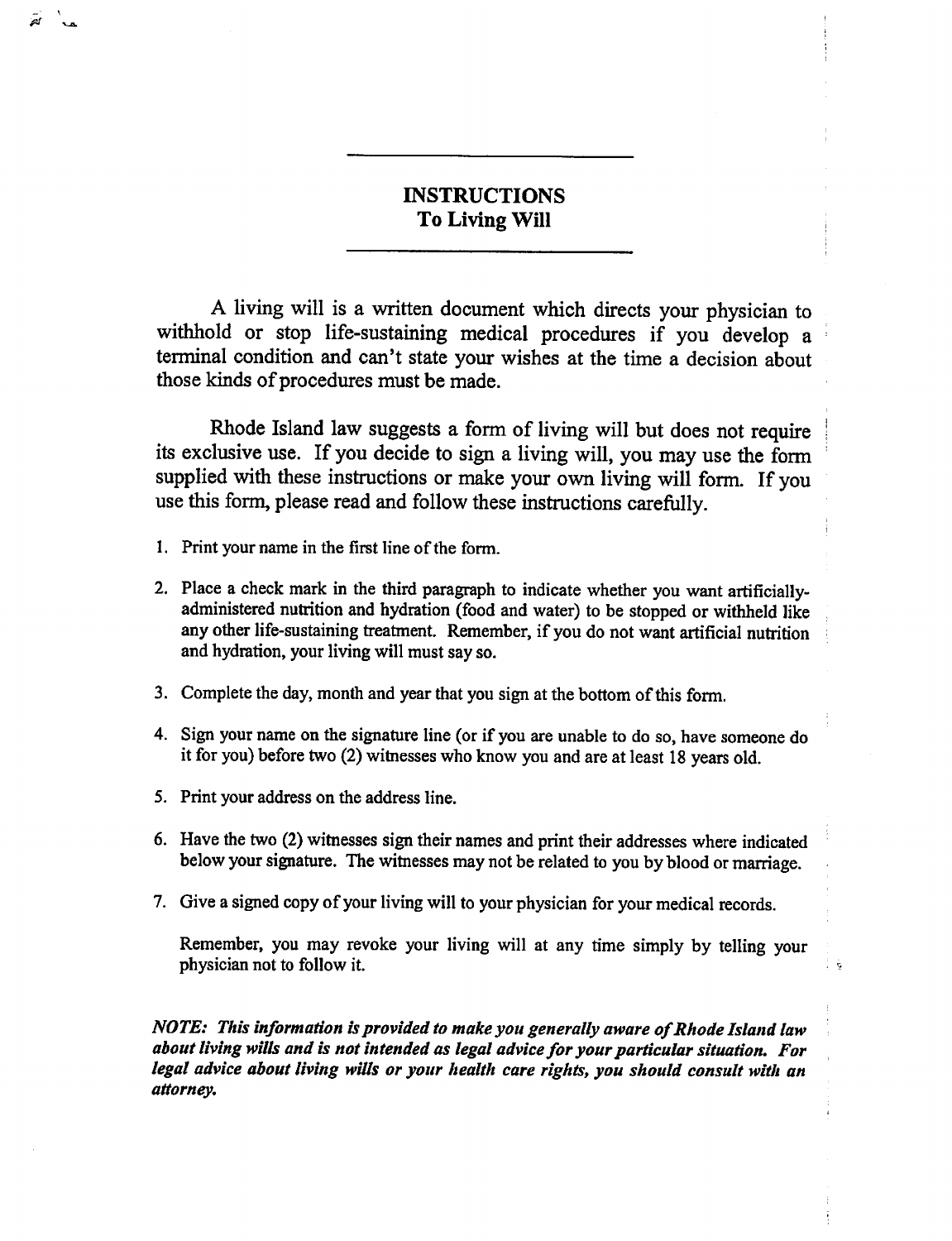## INSTRUCTIONS
## To Living Will

A living will is a written document which directs your physician to withhold or stop life-sustaining medical procedures if you develop a terminal condition and can't state your wishes at the time a decision about those kinds of procedures must be made.

Rhode Island law suggests a form of living will but does not require its exclusive use. If you decide to sign a living will, you may use the form supplied with these instructions or make your own living will form. If you use this form, please read and follow these instructions carefully.

1. Print your name in the first line of the form.

2. Place a check mark in the third paragraph to indicate whether you want artificially-administered nutrition and hydration (food and water) to be stopped or withheld like any other life-sustaining treatment. Remember, if you do not want artificial nutrition and hydration, your living will must say so.

3. Complete the day, month and year that you sign at the bottom of this form.

4. Sign your name on the signature line (or if you are unable to do so, have someone do it for you) before two (2) witnesses who know you and are at least 18 years old.

5. Print your address on the address line.

6. Have the two (2) witnesses sign their names and print their addresses where indicated below your signature. The witnesses may not be related to you by blood or marriage.

7. Give a signed copy of your living will to your physician for your medical records.

   Remember, you may revoke your living will at any time simply by telling your physician not to follow it.

***NOTE: This information is provided to make you generally aware of Rhode Island law about living wills and is not intended as legal advice for your particular situation. For legal advice about living wills or your health care rights, you should consult with an attorney.***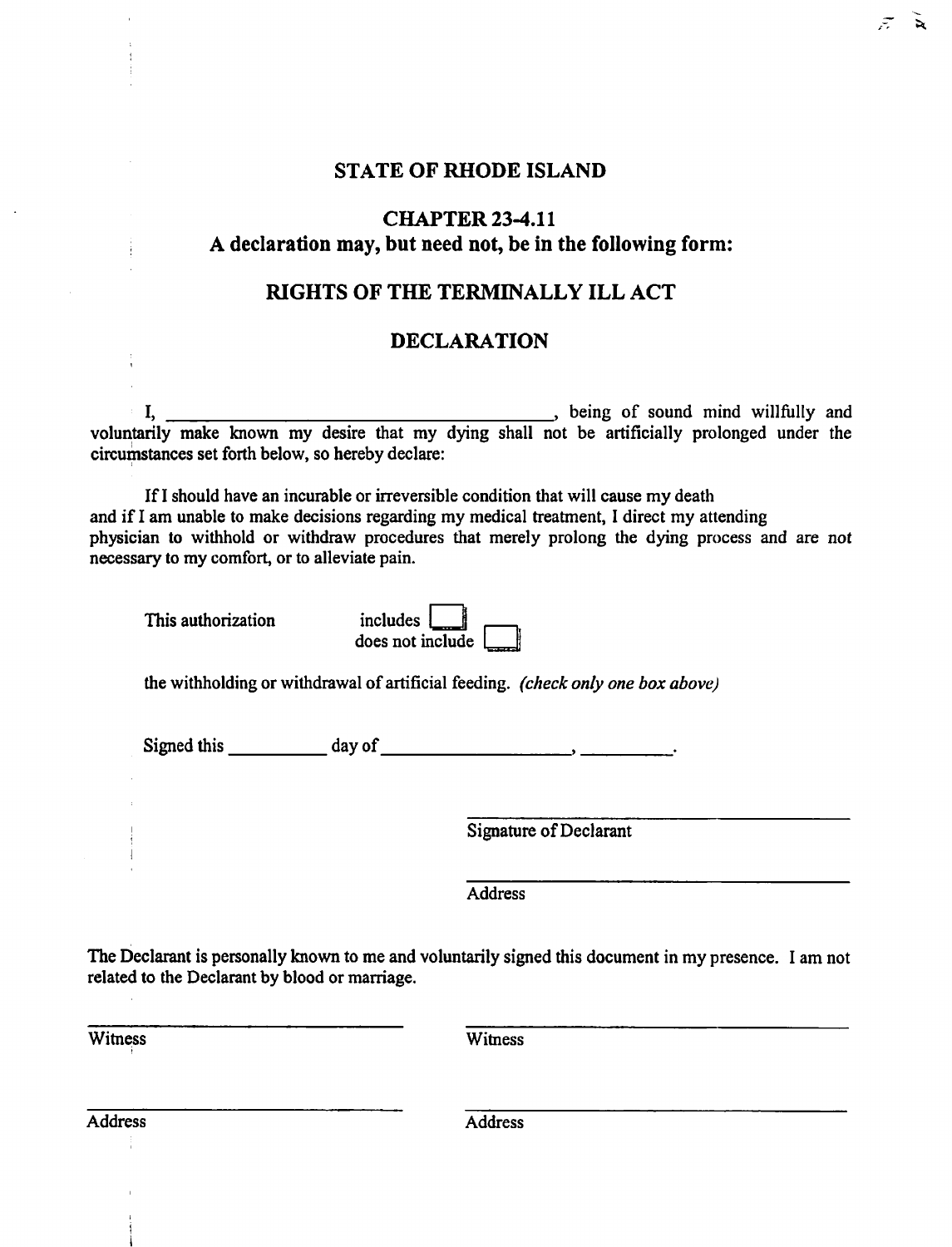# STATE OF RHODE ISLAND

## CHAPTER 23-4.11
## A declaration may, but need not, be in the following form:

## RIGHTS OF THE TERMINALLY ILL ACT

## DECLARATION

I, ________________________________________, being of sound mind willfully and voluntarily make known my desire that my dying shall not be artificially prolonged under the circumstances set forth below, so hereby declare:

If I should have an incurable or irreversible condition that will cause my death and if I am unable to make decisions regarding my medical treatment, I direct my attending physician to withhold or withdraw procedures that merely prolong the dying process and are not necessary to my comfort, or to alleviate pain.

This authorization includes ☐ does not include ☐

the withholding or withdrawal of artificial feeding. *(check only one box above)*

Signed this __________ day of ____________________, __________.

______________________________
Signature of Declarant

______________________________
Address

The Declarant is personally known to me and voluntarily signed this document in my presence. I am not related to the Declarant by blood or marriage.

______________________________
Witness

______________________________
Witness

______________________________
Address

______________________________
Address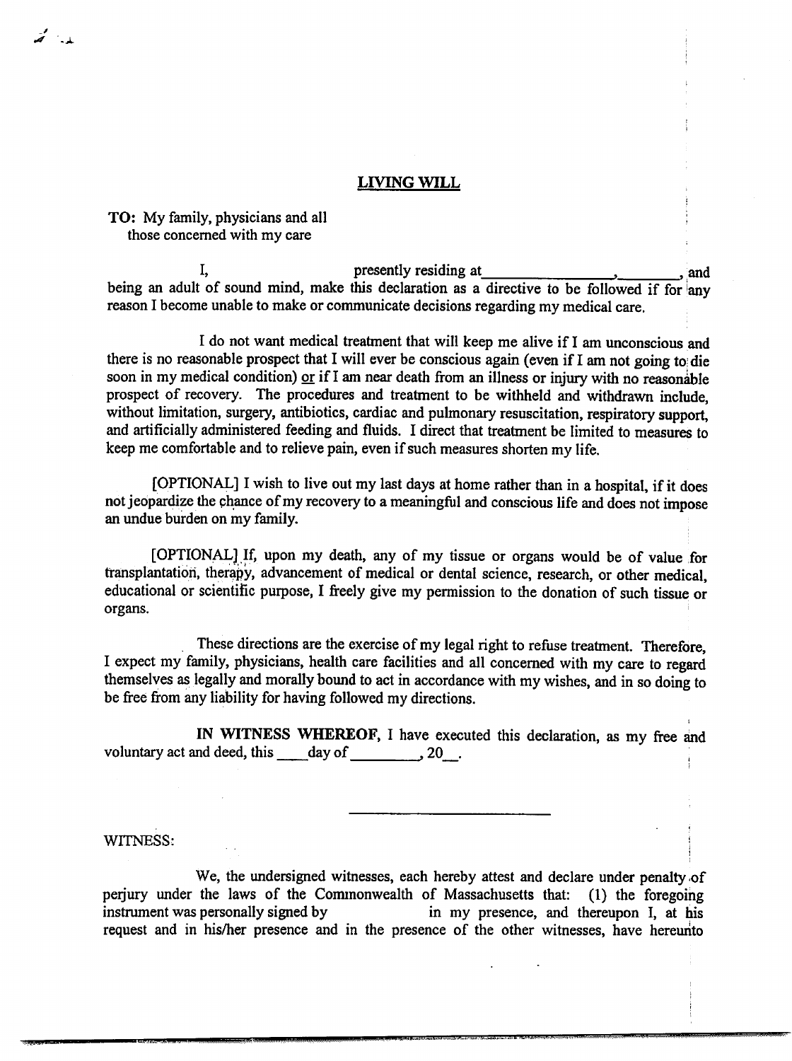# LIVING WILL

**TO:** My family, physicians and all those concerned with my care

I, presently residing at________________, ________, and being an adult of sound mind, make this declaration as a directive to be followed if for any reason I become unable to make or communicate decisions regarding my medical care.

I do not want medical treatment that will keep me alive if I am unconscious and there is no reasonable prospect that I will ever be conscious again (even if I am not going to die soon in my medical condition) or if I am near death from an illness or injury with no reasonable prospect of recovery. The procedures and treatment to be withheld and withdrawn include, without limitation, surgery, antibiotics, cardiac and pulmonary resuscitation, respiratory support, and artificially administered feeding and fluids. I direct that treatment be limited to measures to keep me comfortable and to relieve pain, even if such measures shorten my life.

[OPTIONAL] I wish to live out my last days at home rather than in a hospital, if it does not jeopardize the chance of my recovery to a meaningful and conscious life and does not impose an undue burden on my family.

[OPTIONAL] If, upon my death, any of my tissue or organs would be of value for transplantation, therapy, advancement of medical or dental science, research, or other medical, educational or scientific purpose, I freely give my permission to the donation of such tissue or organs.

These directions are the exercise of my legal right to refuse treatment. Therefore, I expect my family, physicians, health care facilities and all concerned with my care to regard themselves as legally and morally bound to act in accordance with my wishes, and in so doing to be free from any liability for having followed my directions.

**IN WITNESS WHEREOF,** I have executed this declaration, as my free and voluntary act and deed, this ____day of _________, 20__.

____________________________

WITNESS:

We, the undersigned witnesses, each hereby attest and declare under penalty of perjury under the laws of the Commonwealth of Massachusetts that: (1) the foregoing instrument was personally signed by in my presence, and thereupon I, at his request and in his/her presence and in the presence of the other witnesses, have hereunto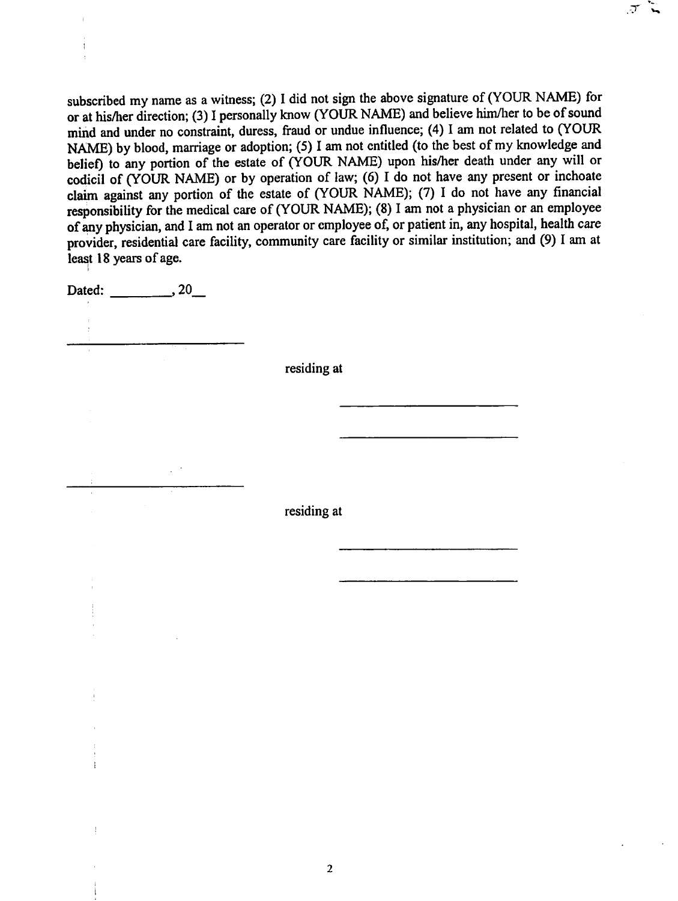subscribed my name as a witness; (2) I did not sign the above signature of (YOUR NAME) for or at his/her direction; (3) I personally know (YOUR NAME) and believe him/her to be of sound mind and under no constraint, duress, fraud or undue influence; (4) I am not related to (YOUR NAME) by blood, marriage or adoption; (5) I am not entitled (to the best of my knowledge and belief) to any portion of the estate of (YOUR NAME) upon his/her death under any will or codicil of (YOUR NAME) or by operation of law; (6) I do not have any present or inchoate claim against any portion of the estate of (YOUR NAME); (7) I do not have any financial responsibility for the medical care of (YOUR NAME); (8) I am not a physician or an employee of any physician, and I am not an operator or employee of, or patient in, any hospital, health care provider, residential care facility, community care facility or similar institution; and (9) I am at least 18 years of age.

Dated: _________, 20__

___________________________

residing at

___________________________

___________________________

___________________________

residing at

___________________________

___________________________